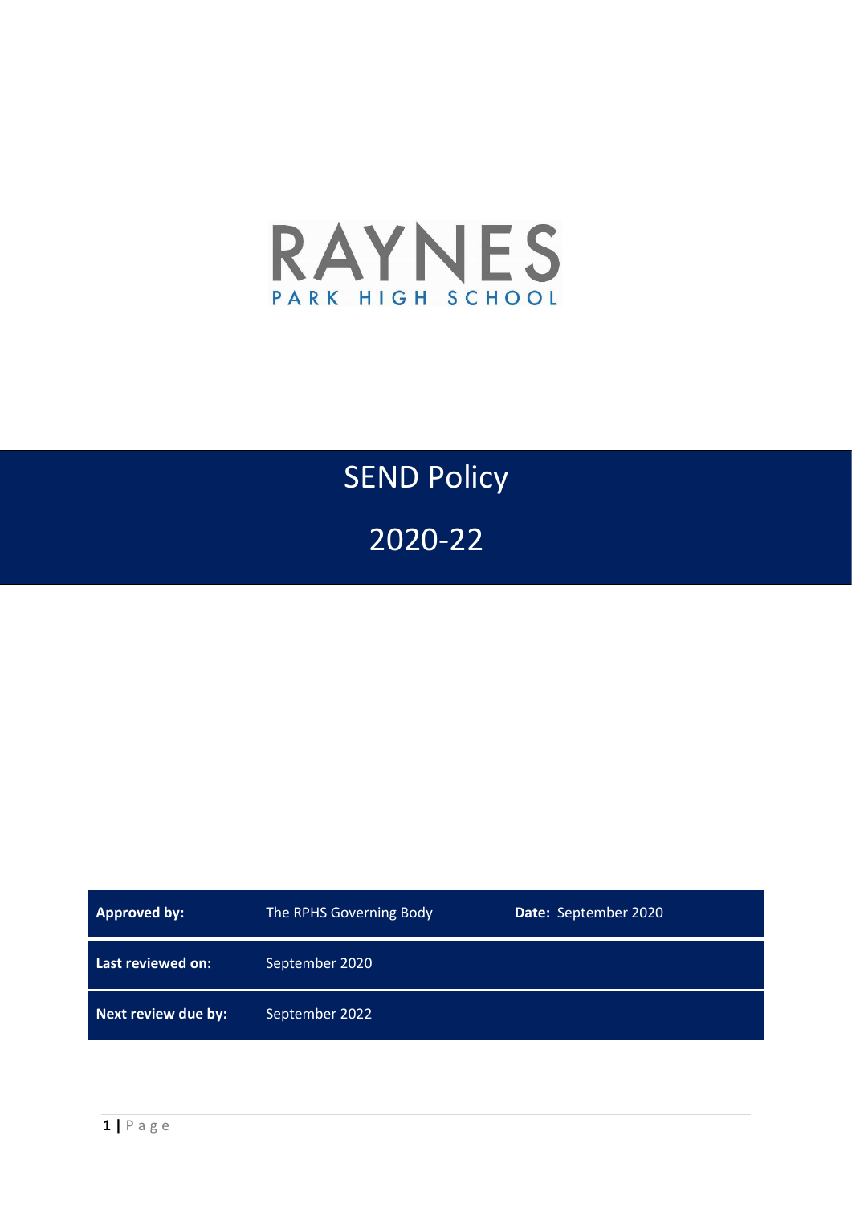RAYNES

PARK HIGH SCHOOL

# SEND Policy

# 2020-22

| **Approved by:** | The RPHS Governing Body | **Date:** September 2020 |
|---|---|---|
| **Last reviewed on:** | September 2020 | |
| **Next review due by:** | September 2022 | |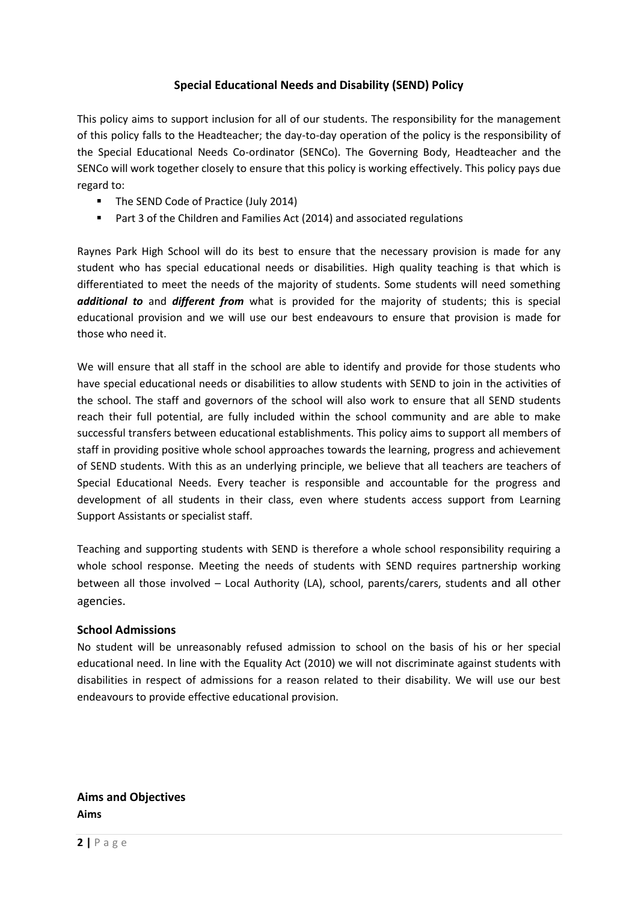## Special Educational Needs and Disability (SEND) Policy

This policy aims to support inclusion for all of our students. The responsibility for the management of this policy falls to the Headteacher; the day-to-day operation of the policy is the responsibility of the Special Educational Needs Co-ordinator (SENCo). The Governing Body, Headteacher and the SENCo will work together closely to ensure that this policy is working effectively. This policy pays due regard to:

- The SEND Code of Practice (July 2014)
- Part 3 of the Children and Families Act (2014) and associated regulations

Raynes Park High School will do its best to ensure that the necessary provision is made for any student who has special educational needs or disabilities. High quality teaching is that which is differentiated to meet the needs of the majority of students. Some students will need something ***additional to*** and ***different from*** what is provided for the majority of students; this is special educational provision and we will use our best endeavours to ensure that provision is made for those who need it.

We will ensure that all staff in the school are able to identify and provide for those students who have special educational needs or disabilities to allow students with SEND to join in the activities of the school. The staff and governors of the school will also work to ensure that all SEND students reach their full potential, are fully included within the school community and are able to make successful transfers between educational establishments. This policy aims to support all members of staff in providing positive whole school approaches towards the learning, progress and achievement of SEND students. With this as an underlying principle, we believe that all teachers are teachers of Special Educational Needs. Every teacher is responsible and accountable for the progress and development of all students in their class, even where students access support from Learning Support Assistants or specialist staff.

Teaching and supporting students with SEND is therefore a whole school responsibility requiring a whole school response. Meeting the needs of students with SEND requires partnership working between all those involved – Local Authority (LA), school, parents/carers, students and all other agencies.

### School Admissions

No student will be unreasonably refused admission to school on the basis of his or her special educational need. In line with the Equality Act (2010) we will not discriminate against students with disabilities in respect of admissions for a reason related to their disability. We will use our best endeavours to provide effective educational provision.

### Aims and Objectives

**Aims**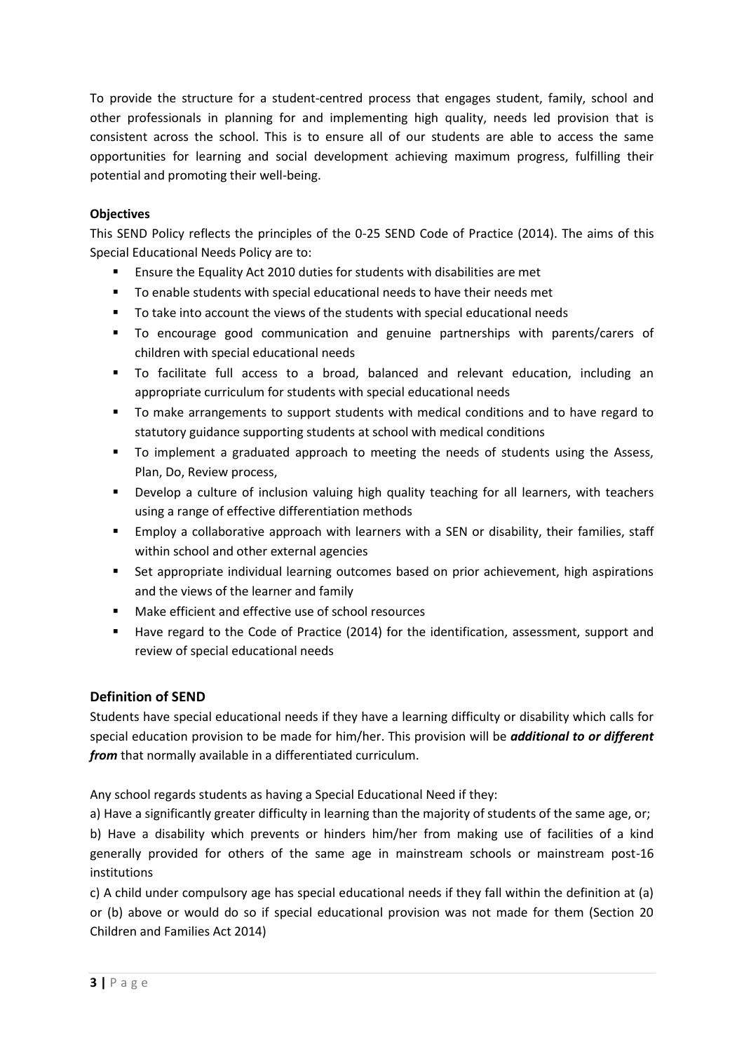To provide the structure for a student-centred process that engages student, family, school and other professionals in planning for and implementing high quality, needs led provision that is consistent across the school. This is to ensure all of our students are able to access the same opportunities for learning and social development achieving maximum progress, fulfilling their potential and promoting their well-being.

**Objectives**

This SEND Policy reflects the principles of the 0-25 SEND Code of Practice (2014). The aims of this Special Educational Needs Policy are to:

- Ensure the Equality Act 2010 duties for students with disabilities are met
- To enable students with special educational needs to have their needs met
- To take into account the views of the students with special educational needs
- To encourage good communication and genuine partnerships with parents/carers of children with special educational needs
- To facilitate full access to a broad, balanced and relevant education, including an appropriate curriculum for students with special educational needs
- To make arrangements to support students with medical conditions and to have regard to statutory guidance supporting students at school with medical conditions
- To implement a graduated approach to meeting the needs of students using the Assess, Plan, Do, Review process,
- Develop a culture of inclusion valuing high quality teaching for all learners, with teachers using a range of effective differentiation methods
- Employ a collaborative approach with learners with a SEN or disability, their families, staff within school and other external agencies
- Set appropriate individual learning outcomes based on prior achievement, high aspirations and the views of the learner and family
- Make efficient and effective use of school resources
- Have regard to the Code of Practice (2014) for the identification, assessment, support and review of special educational needs

## Definition of SEND

Students have special educational needs if they have a learning difficulty or disability which calls for special education provision to be made for him/her. This provision will be ***additional to or different from*** that normally available in a differentiated curriculum.

Any school regards students as having a Special Educational Need if they:

a) Have a significantly greater difficulty in learning than the majority of students of the same age, or;

b) Have a disability which prevents or hinders him/her from making use of facilities of a kind generally provided for others of the same age in mainstream schools or mainstream post-16 institutions

c) A child under compulsory age has special educational needs if they fall within the definition at (a) or (b) above or would do so if special educational provision was not made for them (Section 20 Children and Families Act 2014)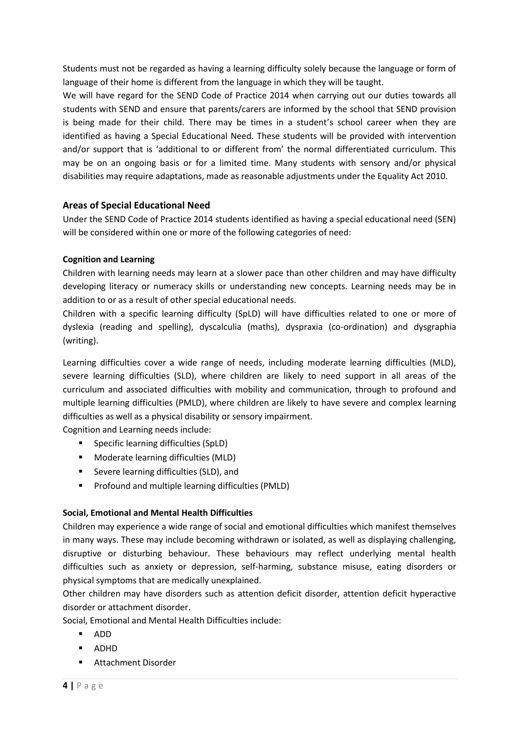Students must not be regarded as having a learning difficulty solely because the language or form of language of their home is different from the language in which they will be taught.

We will have regard for the SEND Code of Practice 2014 when carrying out our duties towards all students with SEND and ensure that parents/carers are informed by the school that SEND provision is being made for their child. There may be times in a student's school career when they are identified as having a Special Educational Need. These students will be provided with intervention and/or support that is 'additional to or different from' the normal differentiated curriculum. This may be on an ongoing basis or for a limited time. Many students with sensory and/or physical disabilities may require adaptations, made as reasonable adjustments under the Equality Act 2010.

## Areas of Special Educational Need

Under the SEND Code of Practice 2014 students identified as having a special educational need (SEN) will be considered within one or more of the following categories of need:

### Cognition and Learning

Children with learning needs may learn at a slower pace than other children and may have difficulty developing literacy or numeracy skills or understanding new concepts. Learning needs may be in addition to or as a result of other special educational needs.

Children with a specific learning difficulty (SpLD) will have difficulties related to one or more of dyslexia (reading and spelling), dyscalculia (maths), dyspraxia (co-ordination) and dysgraphia (writing).

Learning difficulties cover a wide range of needs, including moderate learning difficulties (MLD), severe learning difficulties (SLD), where children are likely to need support in all areas of the curriculum and associated difficulties with mobility and communication, through to profound and multiple learning difficulties (PMLD), where children are likely to have severe and complex learning difficulties as well as a physical disability or sensory impairment.

Cognition and Learning needs include:

- Specific learning difficulties (SpLD)
- Moderate learning difficulties (MLD)
- Severe learning difficulties (SLD), and
- Profound and multiple learning difficulties (PMLD)

### Social, Emotional and Mental Health Difficulties

Children may experience a wide range of social and emotional difficulties which manifest themselves in many ways. These may include becoming withdrawn or isolated, as well as displaying challenging, disruptive or disturbing behaviour. These behaviours may reflect underlying mental health difficulties such as anxiety or depression, self-harming, substance misuse, eating disorders or physical symptoms that are medically unexplained.

Other children may have disorders such as attention deficit disorder, attention deficit hyperactive disorder or attachment disorder.

Social, Emotional and Mental Health Difficulties include:

- ADD
- ADHD
- Attachment Disorder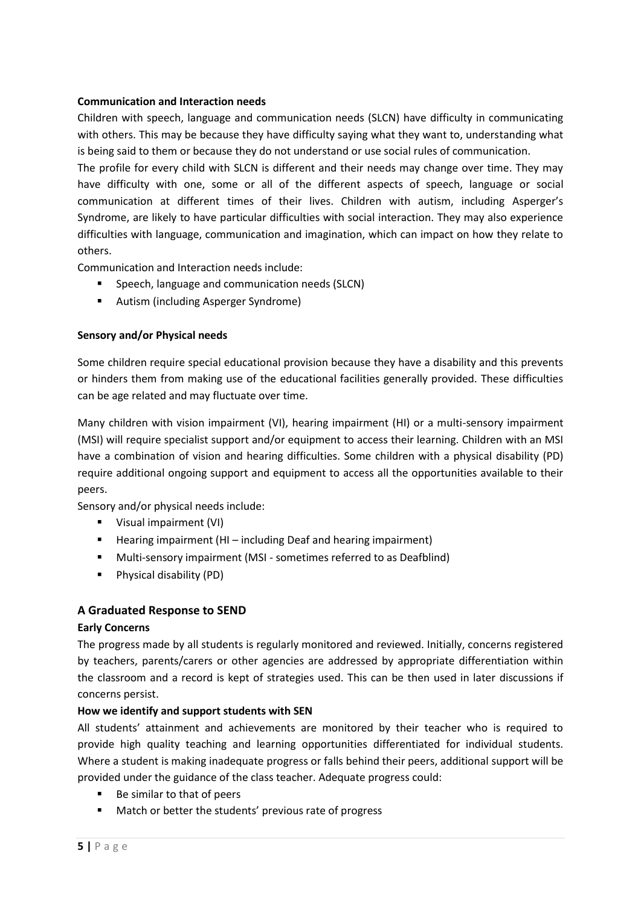**Communication and Interaction needs**

Children with speech, language and communication needs (SLCN) have difficulty in communicating with others. This may be because they have difficulty saying what they want to, understanding what is being said to them or because they do not understand or use social rules of communication.

The profile for every child with SLCN is different and their needs may change over time. They may have difficulty with one, some or all of the different aspects of speech, language or social communication at different times of their lives. Children with autism, including Asperger's Syndrome, are likely to have particular difficulties with social interaction. They may also experience difficulties with language, communication and imagination, which can impact on how they relate to others.

Communication and Interaction needs include:

- Speech, language and communication needs (SLCN)
- Autism (including Asperger Syndrome)

**Sensory and/or Physical needs**

Some children require special educational provision because they have a disability and this prevents or hinders them from making use of the educational facilities generally provided. These difficulties can be age related and may fluctuate over time.

Many children with vision impairment (VI), hearing impairment (HI) or a multi-sensory impairment (MSI) will require specialist support and/or equipment to access their learning. Children with an MSI have a combination of vision and hearing difficulties. Some children with a physical disability (PD) require additional ongoing support and equipment to access all the opportunities available to their peers.

Sensory and/or physical needs include:

- Visual impairment (VI)
- Hearing impairment (HI – including Deaf and hearing impairment)
- Multi-sensory impairment (MSI - sometimes referred to as Deafblind)
- Physical disability (PD)

## A Graduated Response to SEND

**Early Concerns**

The progress made by all students is regularly monitored and reviewed. Initially, concerns registered by teachers, parents/carers or other agencies are addressed by appropriate differentiation within the classroom and a record is kept of strategies used. This can be then used in later discussions if concerns persist.

**How we identify and support students with SEN**

All students' attainment and achievements are monitored by their teacher who is required to provide high quality teaching and learning opportunities differentiated for individual students. Where a student is making inadequate progress or falls behind their peers, additional support will be provided under the guidance of the class teacher. Adequate progress could:

- Be similar to that of peers
- Match or better the students' previous rate of progress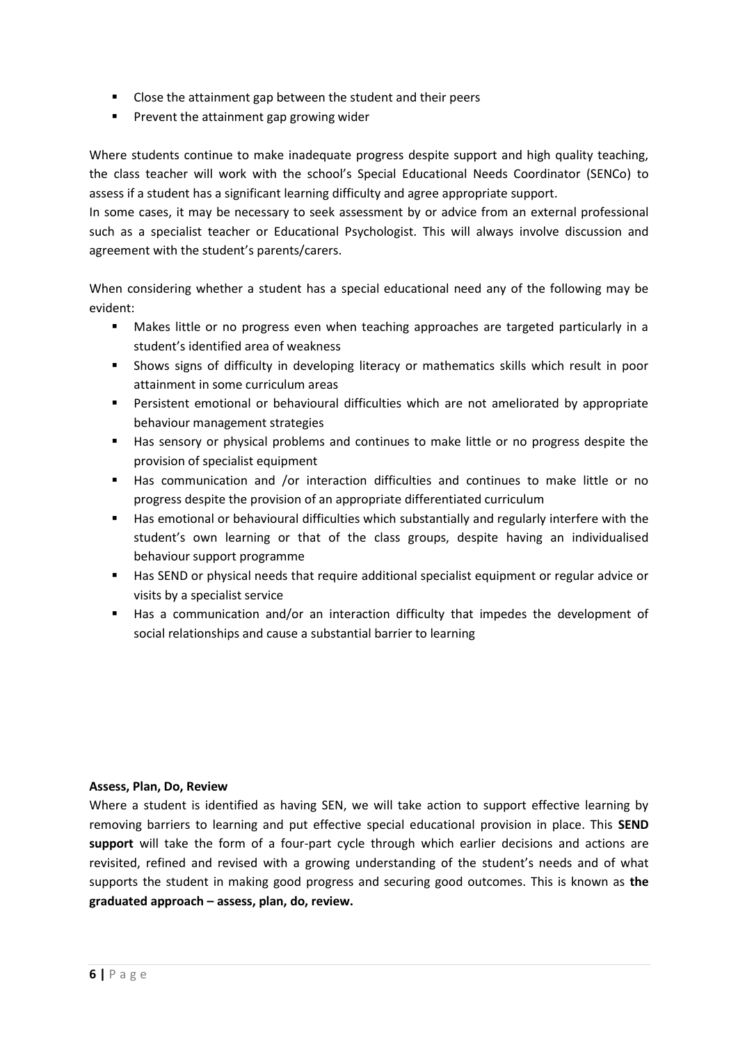- Close the attainment gap between the student and their peers
- Prevent the attainment gap growing wider

Where students continue to make inadequate progress despite support and high quality teaching, the class teacher will work with the school's Special Educational Needs Coordinator (SENCo) to assess if a student has a significant learning difficulty and agree appropriate support.
In some cases, it may be necessary to seek assessment by or advice from an external professional such as a specialist teacher or Educational Psychologist. This will always involve discussion and agreement with the student's parents/carers.

When considering whether a student has a special educational need any of the following may be evident:

- Makes little or no progress even when teaching approaches are targeted particularly in a student's identified area of weakness
- Shows signs of difficulty in developing literacy or mathematics skills which result in poor attainment in some curriculum areas
- Persistent emotional or behavioural difficulties which are not ameliorated by appropriate behaviour management strategies
- Has sensory or physical problems and continues to make little or no progress despite the provision of specialist equipment
- Has communication and /or interaction difficulties and continues to make little or no progress despite the provision of an appropriate differentiated curriculum
- Has emotional or behavioural difficulties which substantially and regularly interfere with the student's own learning or that of the class groups, despite having an individualised behaviour support programme
- Has SEND or physical needs that require additional specialist equipment or regular advice or visits by a specialist service
- Has a communication and/or an interaction difficulty that impedes the development of social relationships and cause a substantial barrier to learning

**Assess, Plan, Do, Review**

Where a student is identified as having SEN, we will take action to support effective learning by removing barriers to learning and put effective special educational provision in place. This **SEND support** will take the form of a four-part cycle through which earlier decisions and actions are revisited, refined and revised with a growing understanding of the student's needs and of what supports the student in making good progress and securing good outcomes. This is known as **the graduated approach – assess, plan, do, review.**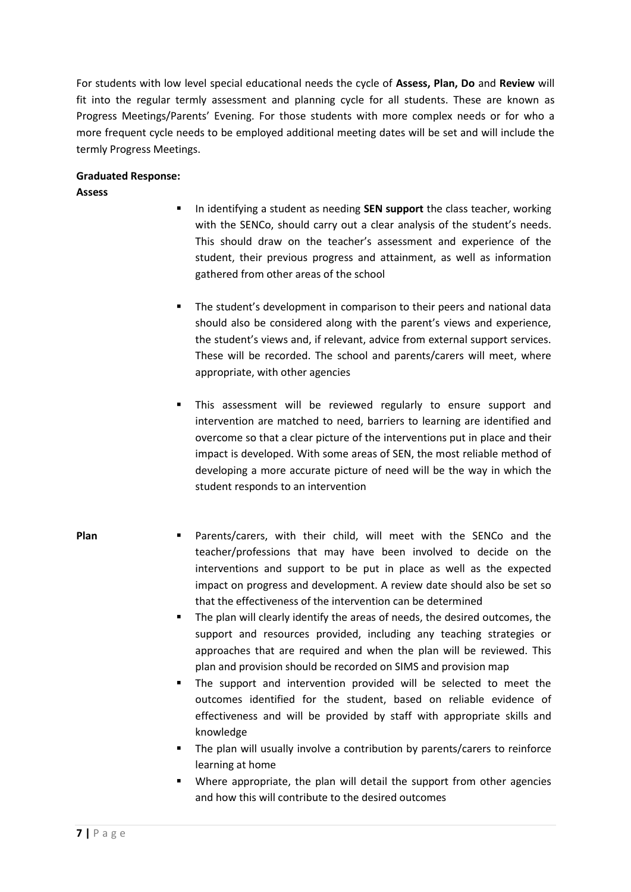For students with low level special educational needs the cycle of **Assess, Plan, Do** and **Review** will fit into the regular termly assessment and planning cycle for all students. These are known as Progress Meetings/Parents' Evening. For those students with more complex needs or for who a more frequent cycle needs to be employed additional meeting dates will be set and will include the termly Progress Meetings.

**Graduated Response:**

**Assess**

- In identifying a student as needing **SEN support** the class teacher, working with the SENCo, should carry out a clear analysis of the student's needs. This should draw on the teacher's assessment and experience of the student, their previous progress and attainment, as well as information gathered from other areas of the school
- The student's development in comparison to their peers and national data should also be considered along with the parent's views and experience, the student's views and, if relevant, advice from external support services. These will be recorded. The school and parents/carers will meet, where appropriate, with other agencies
- This assessment will be reviewed regularly to ensure support and intervention are matched to need, barriers to learning are identified and overcome so that a clear picture of the interventions put in place and their impact is developed. With some areas of SEN, the most reliable method of developing a more accurate picture of need will be the way in which the student responds to an intervention

**Plan**

- Parents/carers, with their child, will meet with the SENCo and the teacher/professions that may have been involved to decide on the interventions and support to be put in place as well as the expected impact on progress and development. A review date should also be set so that the effectiveness of the intervention can be determined
- The plan will clearly identify the areas of needs, the desired outcomes, the support and resources provided, including any teaching strategies or approaches that are required and when the plan will be reviewed. This plan and provision should be recorded on SIMS and provision map
- The support and intervention provided will be selected to meet the outcomes identified for the student, based on reliable evidence of effectiveness and will be provided by staff with appropriate skills and knowledge
- The plan will usually involve a contribution by parents/carers to reinforce learning at home
- Where appropriate, the plan will detail the support from other agencies and how this will contribute to the desired outcomes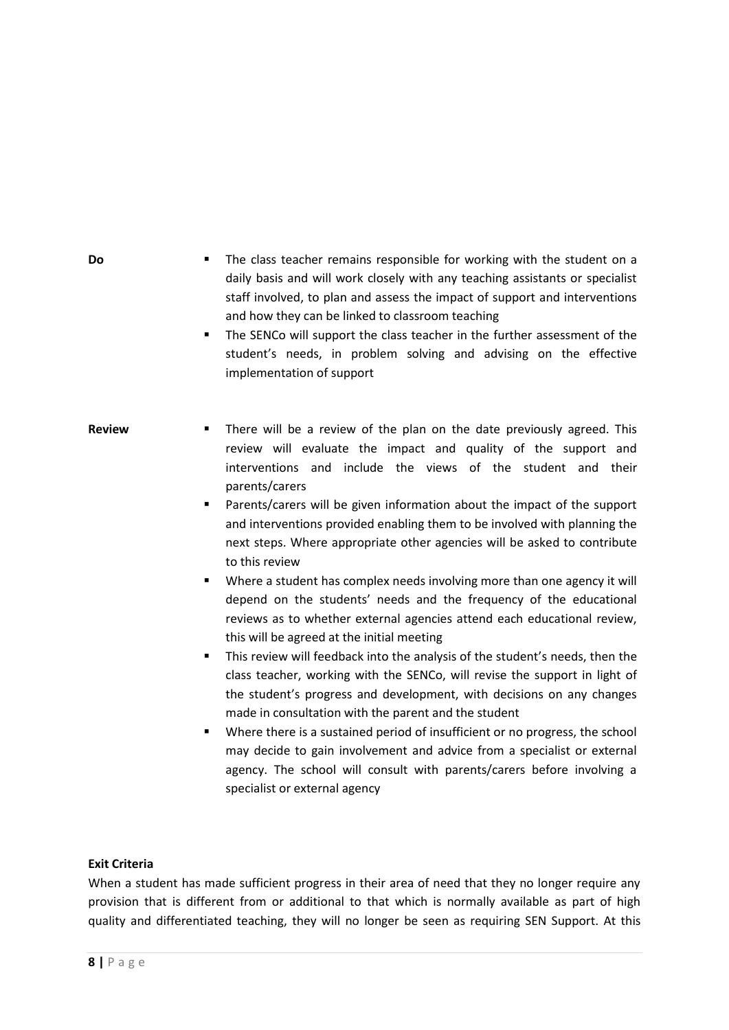**Do**

- The class teacher remains responsible for working with the student on a daily basis and will work closely with any teaching assistants or specialist staff involved, to plan and assess the impact of support and interventions and how they can be linked to classroom teaching
- The SENCo will support the class teacher in the further assessment of the student's needs, in problem solving and advising on the effective implementation of support

**Review**

- There will be a review of the plan on the date previously agreed. This review will evaluate the impact and quality of the support and interventions and include the views of the student and their parents/carers
- Parents/carers will be given information about the impact of the support and interventions provided enabling them to be involved with planning the next steps. Where appropriate other agencies will be asked to contribute to this review
- Where a student has complex needs involving more than one agency it will depend on the students' needs and the frequency of the educational reviews as to whether external agencies attend each educational review, this will be agreed at the initial meeting
- This review will feedback into the analysis of the student's needs, then the class teacher, working with the SENCo, will revise the support in light of the student's progress and development, with decisions on any changes made in consultation with the parent and the student
- Where there is a sustained period of insufficient or no progress, the school may decide to gain involvement and advice from a specialist or external agency. The school will consult with parents/carers before involving a specialist or external agency

**Exit Criteria**

When a student has made sufficient progress in their area of need that they no longer require any provision that is different from or additional to that which is normally available as part of high quality and differentiated teaching, they will no longer be seen as requiring SEN Support. At this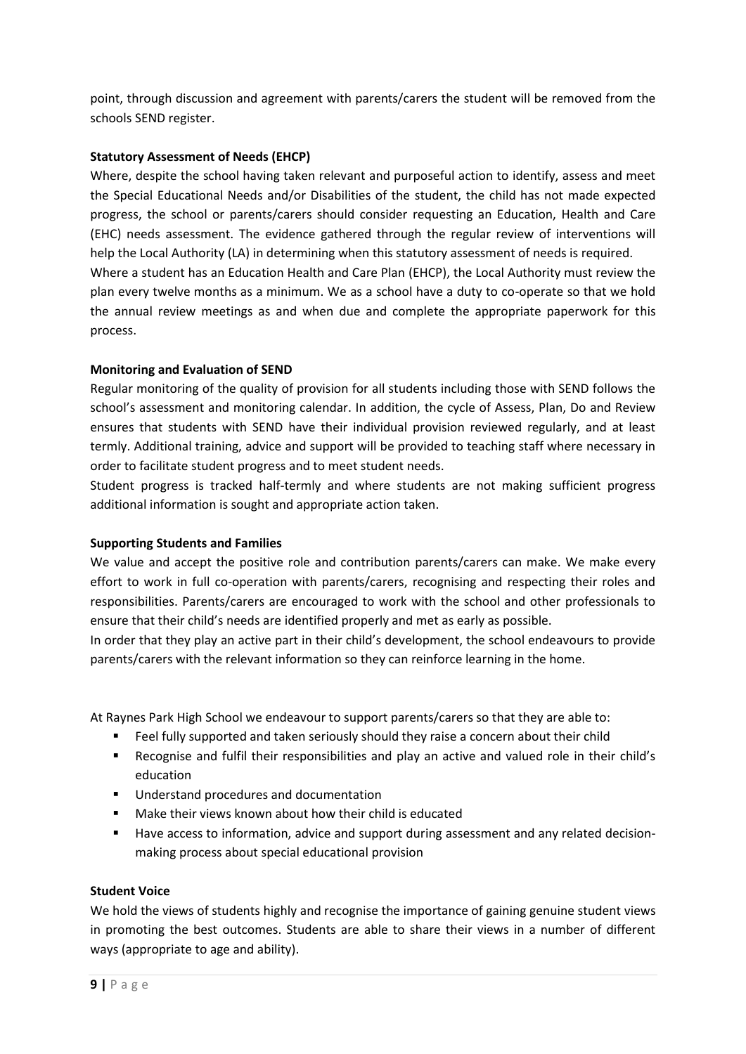point, through discussion and agreement with parents/carers the student will be removed from the schools SEND register.

**Statutory Assessment of Needs (EHCP)**

Where, despite the school having taken relevant and purposeful action to identify, assess and meet the Special Educational Needs and/or Disabilities of the student, the child has not made expected progress, the school or parents/carers should consider requesting an Education, Health and Care (EHC) needs assessment. The evidence gathered through the regular review of interventions will help the Local Authority (LA) in determining when this statutory assessment of needs is required.

Where a student has an Education Health and Care Plan (EHCP), the Local Authority must review the plan every twelve months as a minimum. We as a school have a duty to co-operate so that we hold the annual review meetings as and when due and complete the appropriate paperwork for this process.

**Monitoring and Evaluation of SEND**

Regular monitoring of the quality of provision for all students including those with SEND follows the school's assessment and monitoring calendar. In addition, the cycle of Assess, Plan, Do and Review ensures that students with SEND have their individual provision reviewed regularly, and at least termly. Additional training, advice and support will be provided to teaching staff where necessary in order to facilitate student progress and to meet student needs.

Student progress is tracked half-termly and where students are not making sufficient progress additional information is sought and appropriate action taken.

**Supporting Students and Families**

We value and accept the positive role and contribution parents/carers can make. We make every effort to work in full co-operation with parents/carers, recognising and respecting their roles and responsibilities. Parents/carers are encouraged to work with the school and other professionals to ensure that their child's needs are identified properly and met as early as possible.

In order that they play an active part in their child's development, the school endeavours to provide parents/carers with the relevant information so they can reinforce learning in the home.

At Raynes Park High School we endeavour to support parents/carers so that they are able to:

- Feel fully supported and taken seriously should they raise a concern about their child
- Recognise and fulfil their responsibilities and play an active and valued role in their child's education
- Understand procedures and documentation
- Make their views known about how their child is educated
- Have access to information, advice and support during assessment and any related decision-making process about special educational provision

**Student Voice**

We hold the views of students highly and recognise the importance of gaining genuine student views in promoting the best outcomes. Students are able to share their views in a number of different ways (appropriate to age and ability).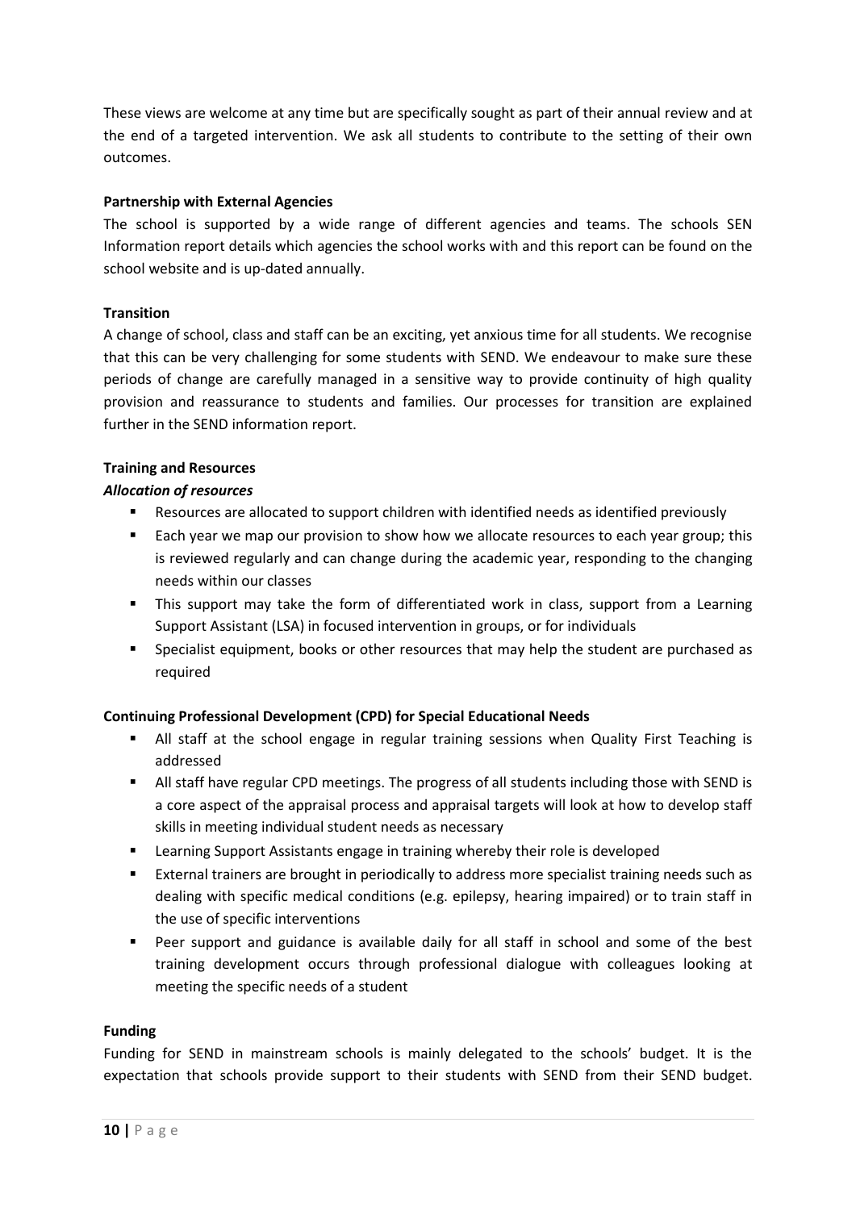These views are welcome at any time but are specifically sought as part of their annual review and at the end of a targeted intervention. We ask all students to contribute to the setting of their own outcomes.

**Partnership with External Agencies**

The school is supported by a wide range of different agencies and teams. The schools SEN Information report details which agencies the school works with and this report can be found on the school website and is up-dated annually.

**Transition**

A change of school, class and staff can be an exciting, yet anxious time for all students. We recognise that this can be very challenging for some students with SEND. We endeavour to make sure these periods of change are carefully managed in a sensitive way to provide continuity of high quality provision and reassurance to students and families. Our processes for transition are explained further in the SEND information report.

**Training and Resources**

***Allocation of resources***

- Resources are allocated to support children with identified needs as identified previously
- Each year we map our provision to show how we allocate resources to each year group; this is reviewed regularly and can change during the academic year, responding to the changing needs within our classes
- This support may take the form of differentiated work in class, support from a Learning Support Assistant (LSA) in focused intervention in groups, or for individuals
- Specialist equipment, books or other resources that may help the student are purchased as required

**Continuing Professional Development (CPD) for Special Educational Needs**

- All staff at the school engage in regular training sessions when Quality First Teaching is addressed
- All staff have regular CPD meetings. The progress of all students including those with SEND is a core aspect of the appraisal process and appraisal targets will look at how to develop staff skills in meeting individual student needs as necessary
- Learning Support Assistants engage in training whereby their role is developed
- External trainers are brought in periodically to address more specialist training needs such as dealing with specific medical conditions (e.g. epilepsy, hearing impaired) or to train staff in the use of specific interventions
- Peer support and guidance is available daily for all staff in school and some of the best training development occurs through professional dialogue with colleagues looking at meeting the specific needs of a student

**Funding**

Funding for SEND in mainstream schools is mainly delegated to the schools' budget. It is the expectation that schools provide support to their students with SEND from their SEND budget.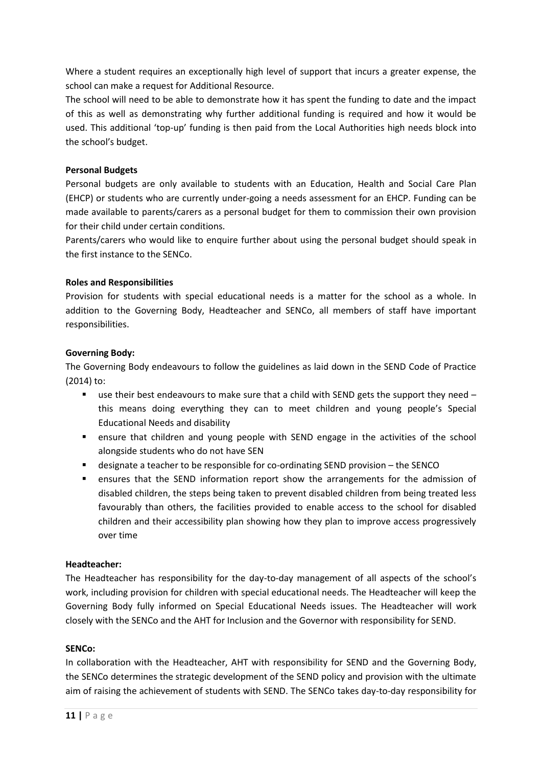Where a student requires an exceptionally high level of support that incurs a greater expense, the school can make a request for Additional Resource.

The school will need to be able to demonstrate how it has spent the funding to date and the impact of this as well as demonstrating why further additional funding is required and how it would be used. This additional 'top-up' funding is then paid from the Local Authorities high needs block into the school's budget.

**Personal Budgets**

Personal budgets are only available to students with an Education, Health and Social Care Plan (EHCP) or students who are currently under-going a needs assessment for an EHCP. Funding can be made available to parents/carers as a personal budget for them to commission their own provision for their child under certain conditions.

Parents/carers who would like to enquire further about using the personal budget should speak in the first instance to the SENCo.

**Roles and Responsibilities**

Provision for students with special educational needs is a matter for the school as a whole. In addition to the Governing Body, Headteacher and SENCo, all members of staff have important responsibilities.

**Governing Body:**

The Governing Body endeavours to follow the guidelines as laid down in the SEND Code of Practice (2014) to:

- use their best endeavours to make sure that a child with SEND gets the support they need – this means doing everything they can to meet children and young people's Special Educational Needs and disability
- ensure that children and young people with SEND engage in the activities of the school alongside students who do not have SEN
- designate a teacher to be responsible for co-ordinating SEND provision – the SENCO
- ensures that the SEND information report show the arrangements for the admission of disabled children, the steps being taken to prevent disabled children from being treated less favourably than others, the facilities provided to enable access to the school for disabled children and their accessibility plan showing how they plan to improve access progressively over time

**Headteacher:**

The Headteacher has responsibility for the day-to-day management of all aspects of the school's work, including provision for children with special educational needs. The Headteacher will keep the Governing Body fully informed on Special Educational Needs issues. The Headteacher will work closely with the SENCo and the AHT for Inclusion and the Governor with responsibility for SEND.

**SENCo:**

In collaboration with the Headteacher, AHT with responsibility for SEND and the Governing Body, the SENCo determines the strategic development of the SEND policy and provision with the ultimate aim of raising the achievement of students with SEND. The SENCo takes day-to-day responsibility for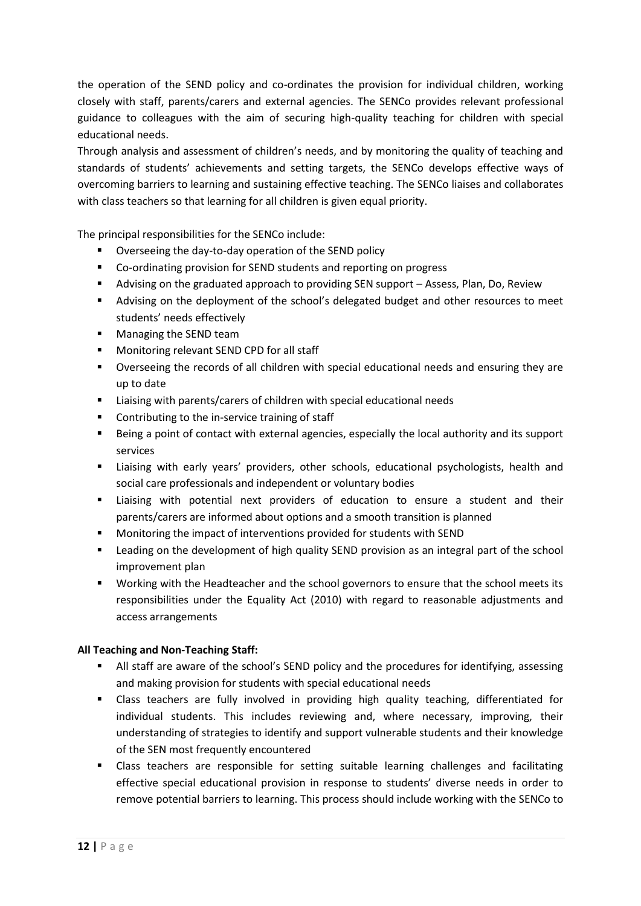the operation of the SEND policy and co-ordinates the provision for individual children, working closely with staff, parents/carers and external agencies. The SENCo provides relevant professional guidance to colleagues with the aim of securing high-quality teaching for children with special educational needs.

Through analysis and assessment of children's needs, and by monitoring the quality of teaching and standards of students' achievements and setting targets, the SENCo develops effective ways of overcoming barriers to learning and sustaining effective teaching. The SENCo liaises and collaborates with class teachers so that learning for all children is given equal priority.

The principal responsibilities for the SENCo include:

- Overseeing the day-to-day operation of the SEND policy
- Co-ordinating provision for SEND students and reporting on progress
- Advising on the graduated approach to providing SEN support – Assess, Plan, Do, Review
- Advising on the deployment of the school's delegated budget and other resources to meet students' needs effectively
- Managing the SEND team
- Monitoring relevant SEND CPD for all staff
- Overseeing the records of all children with special educational needs and ensuring they are up to date
- Liaising with parents/carers of children with special educational needs
- Contributing to the in-service training of staff
- Being a point of contact with external agencies, especially the local authority and its support services
- Liaising with early years' providers, other schools, educational psychologists, health and social care professionals and independent or voluntary bodies
- Liaising with potential next providers of education to ensure a student and their parents/carers are informed about options and a smooth transition is planned
- Monitoring the impact of interventions provided for students with SEND
- Leading on the development of high quality SEND provision as an integral part of the school improvement plan
- Working with the Headteacher and the school governors to ensure that the school meets its responsibilities under the Equality Act (2010) with regard to reasonable adjustments and access arrangements

**All Teaching and Non-Teaching Staff:**

- All staff are aware of the school's SEND policy and the procedures for identifying, assessing and making provision for students with special educational needs
- Class teachers are fully involved in providing high quality teaching, differentiated for individual students. This includes reviewing and, where necessary, improving, their understanding of strategies to identify and support vulnerable students and their knowledge of the SEN most frequently encountered
- Class teachers are responsible for setting suitable learning challenges and facilitating effective special educational provision in response to students' diverse needs in order to remove potential barriers to learning. This process should include working with the SENCo to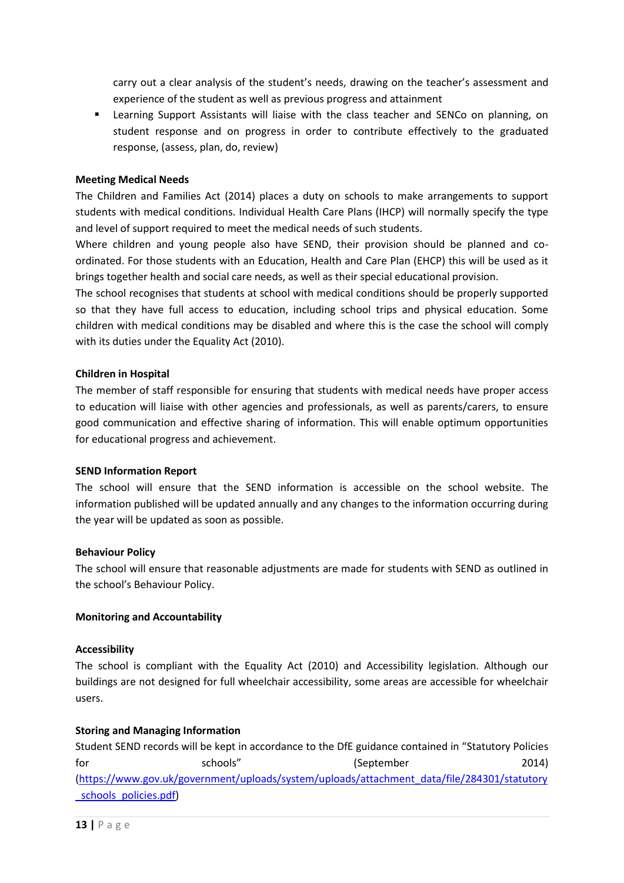carry out a clear analysis of the student's needs, drawing on the teacher's assessment and experience of the student as well as previous progress and attainment

- Learning Support Assistants will liaise with the class teacher and SENCo on planning, on student response and on progress in order to contribute effectively to the graduated response, (assess, plan, do, review)

**Meeting Medical Needs**

The Children and Families Act (2014) places a duty on schools to make arrangements to support students with medical conditions. Individual Health Care Plans (IHCP) will normally specify the type and level of support required to meet the medical needs of such students.

Where children and young people also have SEND, their provision should be planned and co-ordinated. For those students with an Education, Health and Care Plan (EHCP) this will be used as it brings together health and social care needs, as well as their special educational provision.

The school recognises that students at school with medical conditions should be properly supported so that they have full access to education, including school trips and physical education. Some children with medical conditions may be disabled and where this is the case the school will comply with its duties under the Equality Act (2010).

**Children in Hospital**

The member of staff responsible for ensuring that students with medical needs have proper access to education will liaise with other agencies and professionals, as well as parents/carers, to ensure good communication and effective sharing of information. This will enable optimum opportunities for educational progress and achievement.

**SEND Information Report**

The school will ensure that the SEND information is accessible on the school website. The information published will be updated annually and any changes to the information occurring during the year will be updated as soon as possible.

**Behaviour Policy**

The school will ensure that reasonable adjustments are made for students with SEND as outlined in the school's Behaviour Policy.

**Monitoring and Accountability**

**Accessibility**

The school is compliant with the Equality Act (2010) and Accessibility legislation. Although our buildings are not designed for full wheelchair accessibility, some areas are accessible for wheelchair users.

**Storing and Managing Information**

Student SEND records will be kept in accordance to the DfE guidance contained in "Statutory Policies for schools" (September 2014) ([https://www.gov.uk/government/uploads/system/uploads/attachment_data/file/284301/statutory_schools_policies.pdf](https://www.gov.uk/government/uploads/system/uploads/attachment_data/file/284301/statutory_schools_policies.pdf))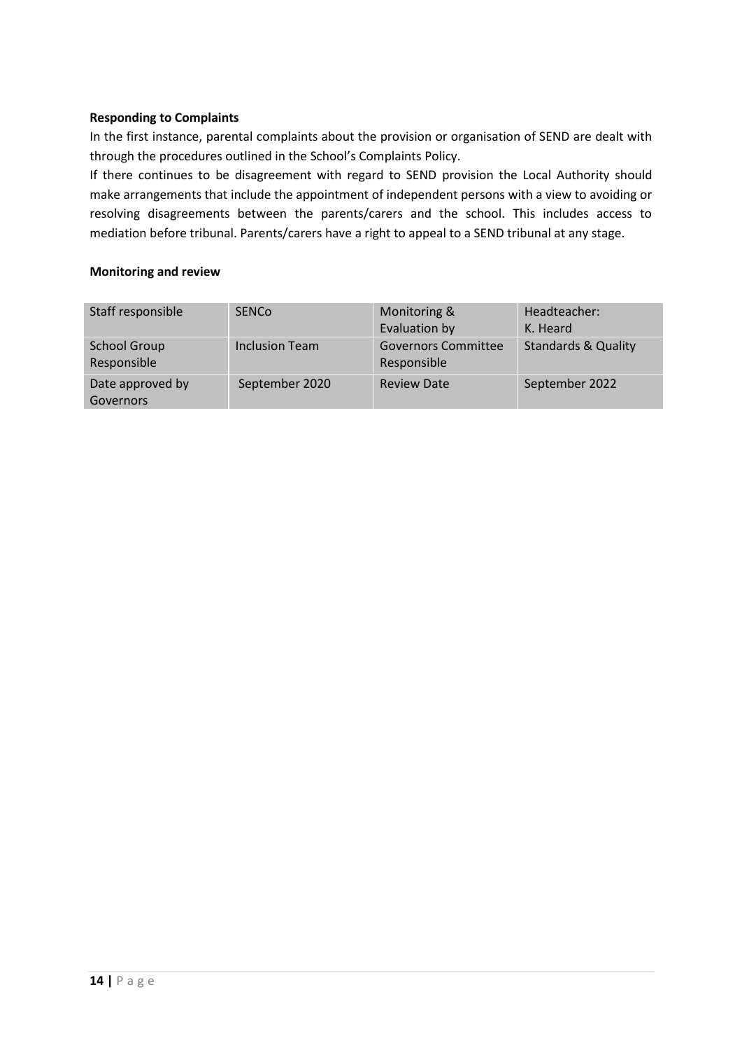**Responding to Complaints**

In the first instance, parental complaints about the provision or organisation of SEND are dealt with through the procedures outlined in the School's Complaints Policy.

If there continues to be disagreement with regard to SEND provision the Local Authority should make arrangements that include the appointment of independent persons with a view to avoiding or resolving disagreements between the parents/carers and the school. This includes access to mediation before tribunal. Parents/carers have a right to appeal to a SEND tribunal at any stage.

**Monitoring and review**

| | | | |
|---|---|---|---|
| Staff responsible | SENCo | Monitoring & Evaluation by | Headteacher: K. Heard |
| School Group Responsible | Inclusion Team | Governors Committee Responsible | Standards & Quality |
| Date approved by Governors | September 2020 | Review Date | September 2022 |